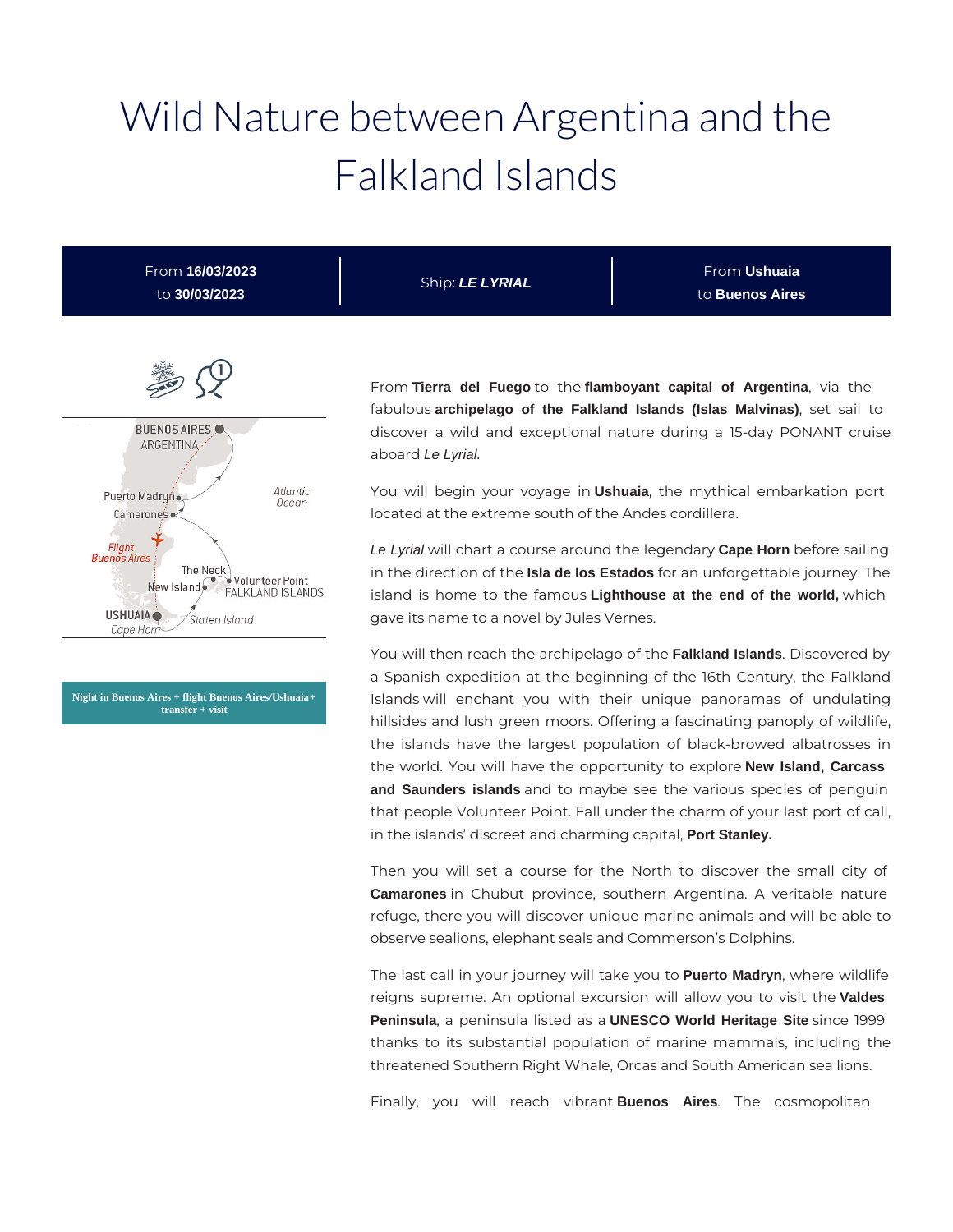# Wild Nature between Argentina and the Falkland Islands

| From **16/03/2023** to **30/03/2023** | Ship: ***LE LYRIAL*** | From **Ushuaia** to **Buenos Aires** |
|---|---|---|

**Night in Buenos Aires + flight Buenos Aires/Ushuaia + transfer + visit**

From **Tierra del Fuego** to the **flamboyant capital of Argentina**, via the fabulous **archipelago of the Falkland Islands (Islas Malvinas)**, set sail to discover a wild and exceptional nature during a 15-day PONANT cruise aboard *Le Lyrial.*

You will begin your voyage in **Ushuaia**, the mythical embarkation port located at the extreme south of the Andes cordillera.

*Le Lyrial* will chart a course around the legendary **Cape Horn** before sailing in the direction of the **Isla de los Estados** for an unforgettable journey. The island is home to the famous **Lighthouse at the end of the world,** which gave its name to a novel by Jules Vernes.

You will then reach the archipelago of the **Falkland Islands**. Discovered by a Spanish expedition at the beginning of the 16th Century, the Falkland Islands will enchant you with their unique panoramas of undulating hillsides and lush green moors. Offering a fascinating panoply of wildlife, the islands have the largest population of black-browed albatrosses in the world. You will have the opportunity to explore **New Island, Carcass and Saunders islands** and to maybe see the various species of penguin that people Volunteer Point. Fall under the charm of your last port of call, in the islands' discreet and charming capital, **Port Stanley.**

Then you will set a course for the North to discover the small city of **Camarones** in Chubut province, southern Argentina. A veritable nature refuge, there you will discover unique marine animals and will be able to observe sealions, elephant seals and Commerson's Dolphins.

The last call in your journey will take you to **Puerto Madryn**, where wildlife reigns supreme. An optional excursion will allow you to visit the **Valdes Peninsula**, a peninsula listed as a **UNESCO World Heritage Site** since 1999 thanks to its substantial population of marine mammals, including the threatened Southern Right Whale, Orcas and South American sea lions.

Finally, you will reach vibrant **Buenos Aires**. The cosmopolitan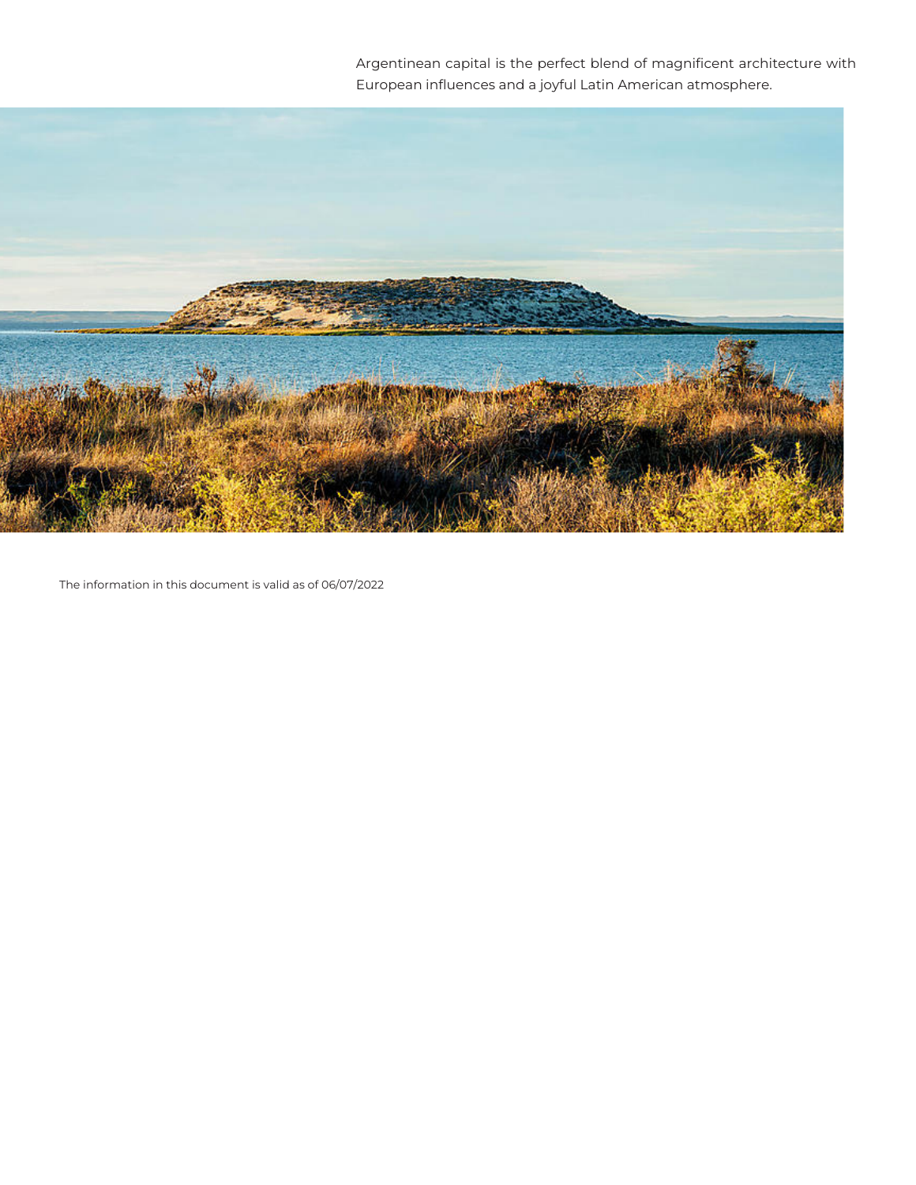Argentinean capital is the perfect blend of magnificent architecture with European influences and a joyful Latin American atmosphere.

The information in this document is valid as of 06/07/2022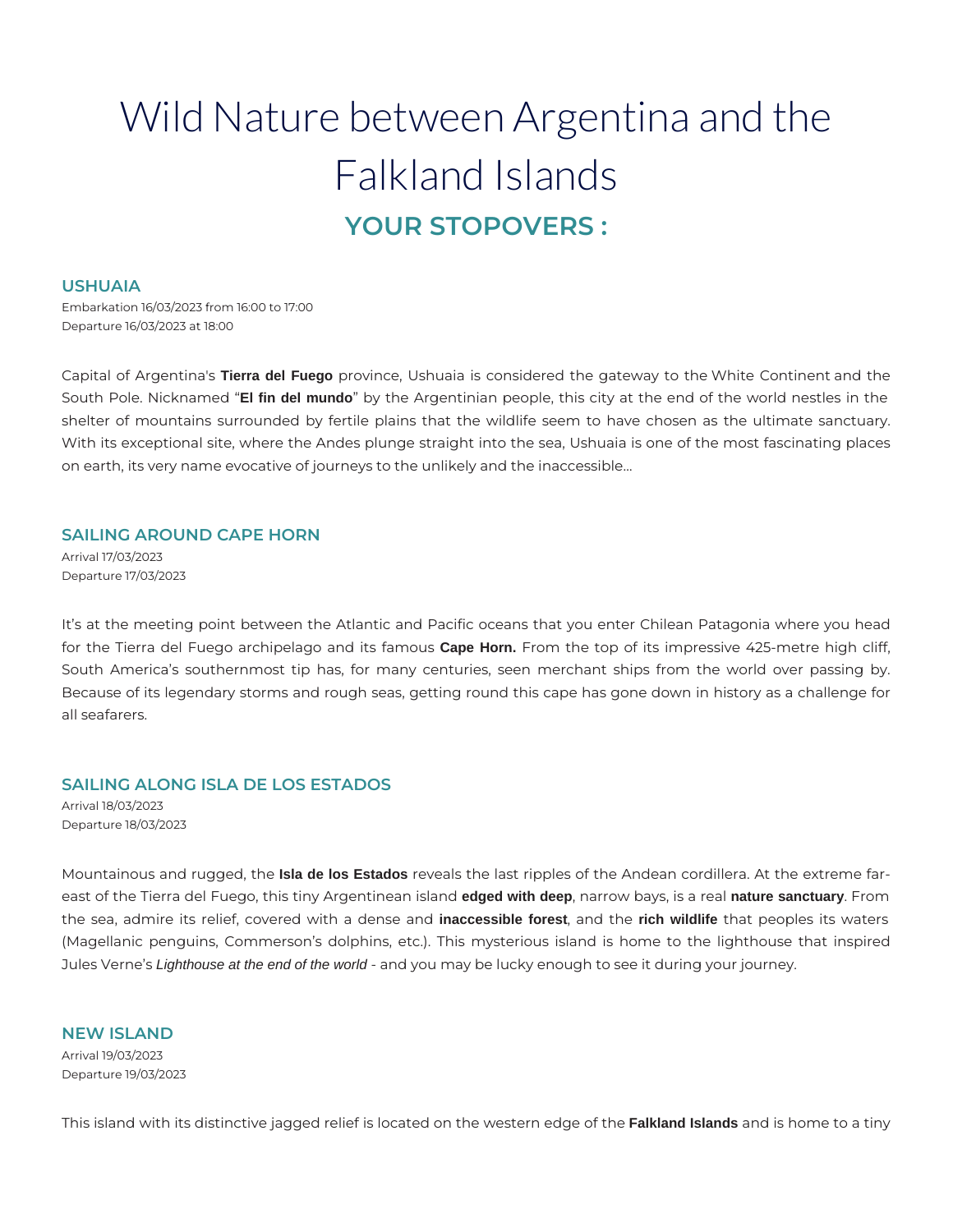# Wild Nature between Argentina and the Falkland Islands

## YOUR STOPOVERS :

### USHUAIA

Embarkation 16/03/2023 from 16:00 to 17:00
Departure 16/03/2023 at 18:00

Capital of Argentina's **Tierra del Fuego** province, Ushuaia is considered the gateway to the White Continent and the South Pole. Nicknamed "**El fin del mundo**" by the Argentinian people, this city at the end of the world nestles in the shelter of mountains surrounded by fertile plains that the wildlife seem to have chosen as the ultimate sanctuary. With its exceptional site, where the Andes plunge straight into the sea, Ushuaia is one of the most fascinating places on earth, its very name evocative of journeys to the unlikely and the inaccessible...

### SAILING AROUND CAPE HORN

Arrival 17/03/2023
Departure 17/03/2023

It's at the meeting point between the Atlantic and Pacific oceans that you enter Chilean Patagonia where you head for the Tierra del Fuego archipelago and its famous **Cape Horn.** From the top of its impressive 425-metre high cliff, South America's southernmost tip has, for many centuries, seen merchant ships from the world over passing by. Because of its legendary storms and rough seas, getting round this cape has gone down in history as a challenge for all seafarers.

### SAILING ALONG ISLA DE LOS ESTADOS

Arrival 18/03/2023
Departure 18/03/2023

Mountainous and rugged, the **Isla de los Estados** reveals the last ripples of the Andean cordillera. At the extreme far-east of the Tierra del Fuego, this tiny Argentinean island **edged with deep**, narrow bays, is a real **nature sanctuary**. From the sea, admire its relief, covered with a dense and **inaccessible forest**, and the **rich wildlife** that peoples its waters (Magellanic penguins, Commerson's dolphins, etc.). This mysterious island is home to the lighthouse that inspired Jules Verne's *Lighthouse at the end of the world* - and you may be lucky enough to see it during your journey.

### NEW ISLAND

Arrival 19/03/2023
Departure 19/03/2023

This island with its distinctive jagged relief is located on the western edge of the **Falkland Islands** and is home to a tiny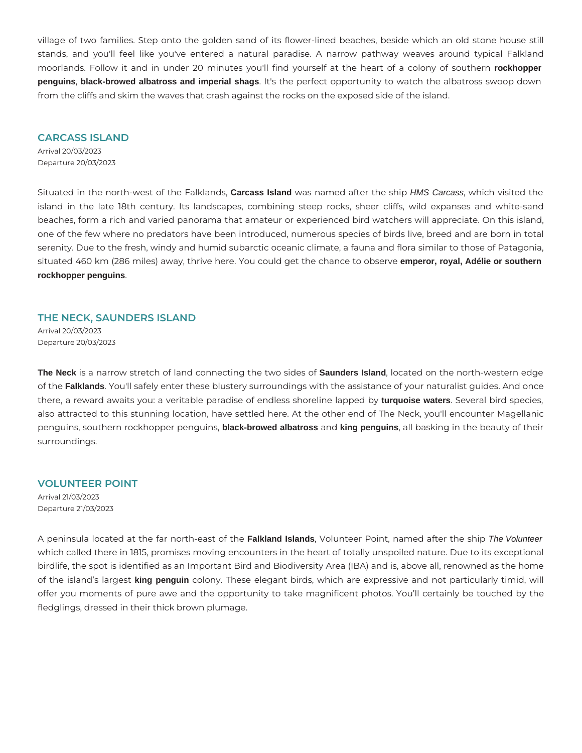village of two families. Step onto the golden sand of its flower-lined beaches, beside which an old stone house still stands, and you'll feel like you've entered a natural paradise. A narrow pathway weaves around typical Falkland moorlands. Follow it and in under 20 minutes you'll find yourself at the heart of a colony of southern **rockhopper penguins**, **black-browed albatross and imperial shags**. It's the perfect opportunity to watch the albatross swoop down from the cliffs and skim the waves that crash against the rocks on the exposed side of the island.

## CARCASS ISLAND

Arrival 20/03/2023
Departure 20/03/2023

Situated in the north-west of the Falklands, **Carcass Island** was named after the ship *HMS Carcass*, which visited the island in the late 18th century. Its landscapes, combining steep rocks, sheer cliffs, wild expanses and white-sand beaches, form a rich and varied panorama that amateur or experienced bird watchers will appreciate. On this island, one of the few where no predators have been introduced, numerous species of birds live, breed and are born in total serenity. Due to the fresh, windy and humid subarctic oceanic climate, a fauna and flora similar to those of Patagonia, situated 460 km (286 miles) away, thrive here. You could get the chance to observe **emperor, royal, Adélie or southern rockhopper penguins**.

## THE NECK, SAUNDERS ISLAND

Arrival 20/03/2023
Departure 20/03/2023

**The Neck** is a narrow stretch of land connecting the two sides of **Saunders Island**, located on the north-western edge of the **Falklands**. You'll safely enter these blustery surroundings with the assistance of your naturalist guides. And once there, a reward awaits you: a veritable paradise of endless shoreline lapped by **turquoise waters**. Several bird species, also attracted to this stunning location, have settled here. At the other end of The Neck, you'll encounter Magellanic penguins, southern rockhopper penguins, **black-browed albatross** and **king penguins**, all basking in the beauty of their surroundings.

## VOLUNTEER POINT

Arrival 21/03/2023
Departure 21/03/2023

A peninsula located at the far north-east of the **Falkland Islands**, Volunteer Point, named after the ship *The Volunteer* which called there in 1815, promises moving encounters in the heart of totally unspoiled nature. Due to its exceptional birdlife, the spot is identified as an Important Bird and Biodiversity Area (IBA) and is, above all, renowned as the home of the island's largest **king penguin** colony. These elegant birds, which are expressive and not particularly timid, will offer you moments of pure awe and the opportunity to take magnificent photos. You'll certainly be touched by the fledglings, dressed in their thick brown plumage.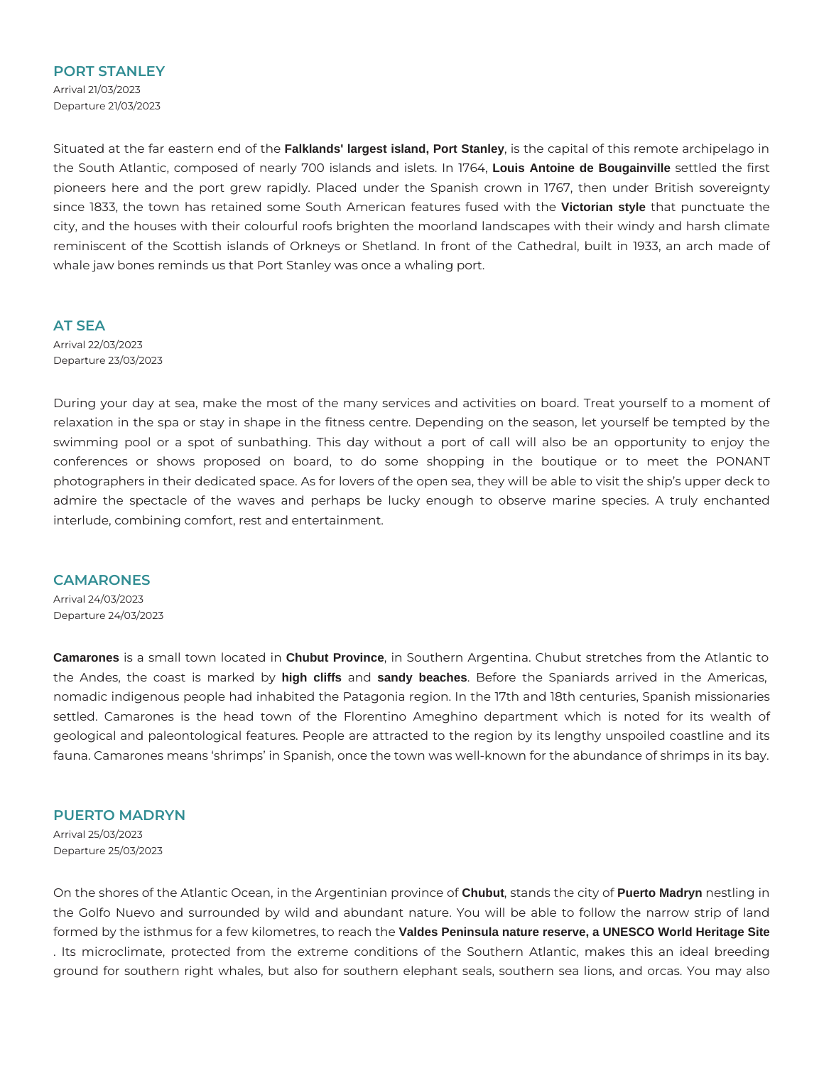## PORT STANLEY

Arrival 21/03/2023
Departure 21/03/2023

Situated at the far eastern end of the **Falklands' largest island, Port Stanley**, is the capital of this remote archipelago in the South Atlantic, composed of nearly 700 islands and islets. In 1764, **Louis Antoine de Bougainville** settled the first pioneers here and the port grew rapidly. Placed under the Spanish crown in 1767, then under British sovereignty since 1833, the town has retained some South American features fused with the **Victorian style** that punctuate the city, and the houses with their colourful roofs brighten the moorland landscapes with their windy and harsh climate reminiscent of the Scottish islands of Orkneys or Shetland. In front of the Cathedral, built in 1933, an arch made of whale jaw bones reminds us that Port Stanley was once a whaling port.

## AT SEA

Arrival 22/03/2023
Departure 23/03/2023

During your day at sea, make the most of the many services and activities on board. Treat yourself to a moment of relaxation in the spa or stay in shape in the fitness centre. Depending on the season, let yourself be tempted by the swimming pool or a spot of sunbathing. This day without a port of call will also be an opportunity to enjoy the conferences or shows proposed on board, to do some shopping in the boutique or to meet the PONANT photographers in their dedicated space. As for lovers of the open sea, they will be able to visit the ship's upper deck to admire the spectacle of the waves and perhaps be lucky enough to observe marine species. A truly enchanted interlude, combining comfort, rest and entertainment.

## CAMARONES

Arrival 24/03/2023
Departure 24/03/2023

**Camarones** is a small town located in **Chubut Province**, in Southern Argentina. Chubut stretches from the Atlantic to the Andes, the coast is marked by **high cliffs** and **sandy beaches**. Before the Spaniards arrived in the Americas, nomadic indigenous people had inhabited the Patagonia region. In the 17th and 18th centuries, Spanish missionaries settled. Camarones is the head town of the Florentino Ameghino department which is noted for its wealth of geological and paleontological features. People are attracted to the region by its lengthy unspoiled coastline and its fauna. Camarones means 'shrimps' in Spanish, once the town was well-known for the abundance of shrimps in its bay.

## PUERTO MADRYN

Arrival 25/03/2023
Departure 25/03/2023

On the shores of the Atlantic Ocean, in the Argentinian province of **Chubut**, stands the city of **Puerto Madryn** nestling in the Golfo Nuevo and surrounded by wild and abundant nature. You will be able to follow the narrow strip of land formed by the isthmus for a few kilometres, to reach the **Valdes Peninsula nature reserve, a UNESCO World Heritage Site**. Its microclimate, protected from the extreme conditions of the Southern Atlantic, makes this an ideal breeding ground for southern right whales, but also for southern elephant seals, southern sea lions, and orcas. You may also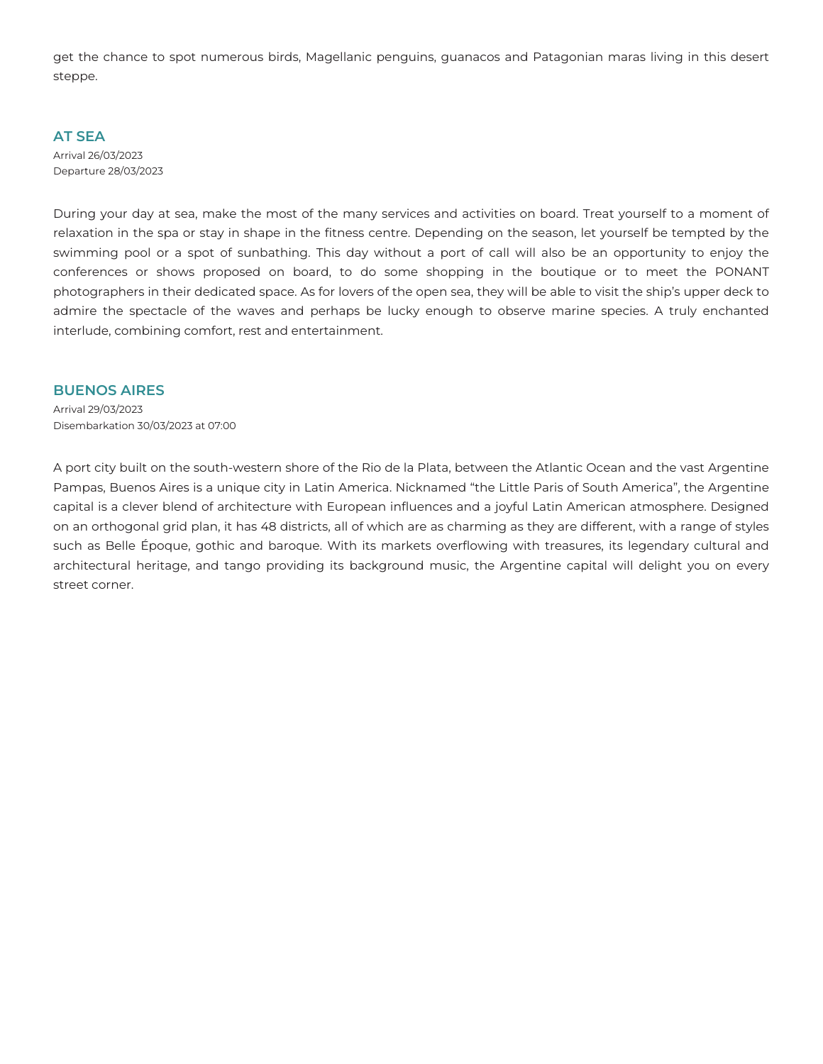get the chance to spot numerous birds, Magellanic penguins, guanacos and Patagonian maras living in this desert steppe.

## AT SEA

Arrival 26/03/2023
Departure 28/03/2023

During your day at sea, make the most of the many services and activities on board. Treat yourself to a moment of relaxation in the spa or stay in shape in the fitness centre. Depending on the season, let yourself be tempted by the swimming pool or a spot of sunbathing. This day without a port of call will also be an opportunity to enjoy the conferences or shows proposed on board, to do some shopping in the boutique or to meet the PONANT photographers in their dedicated space. As for lovers of the open sea, they will be able to visit the ship's upper deck to admire the spectacle of the waves and perhaps be lucky enough to observe marine species. A truly enchanted interlude, combining comfort, rest and entertainment.

## BUENOS AIRES

Arrival 29/03/2023
Disembarkation 30/03/2023 at 07:00

A port city built on the south-western shore of the Rio de la Plata, between the Atlantic Ocean and the vast Argentine Pampas, Buenos Aires is a unique city in Latin America. Nicknamed "the Little Paris of South America", the Argentine capital is a clever blend of architecture with European influences and a joyful Latin American atmosphere. Designed on an orthogonal grid plan, it has 48 districts, all of which are as charming as they are different, with a range of styles such as Belle Époque, gothic and baroque. With its markets overflowing with treasures, its legendary cultural and architectural heritage, and tango providing its background music, the Argentine capital will delight you on every street corner.